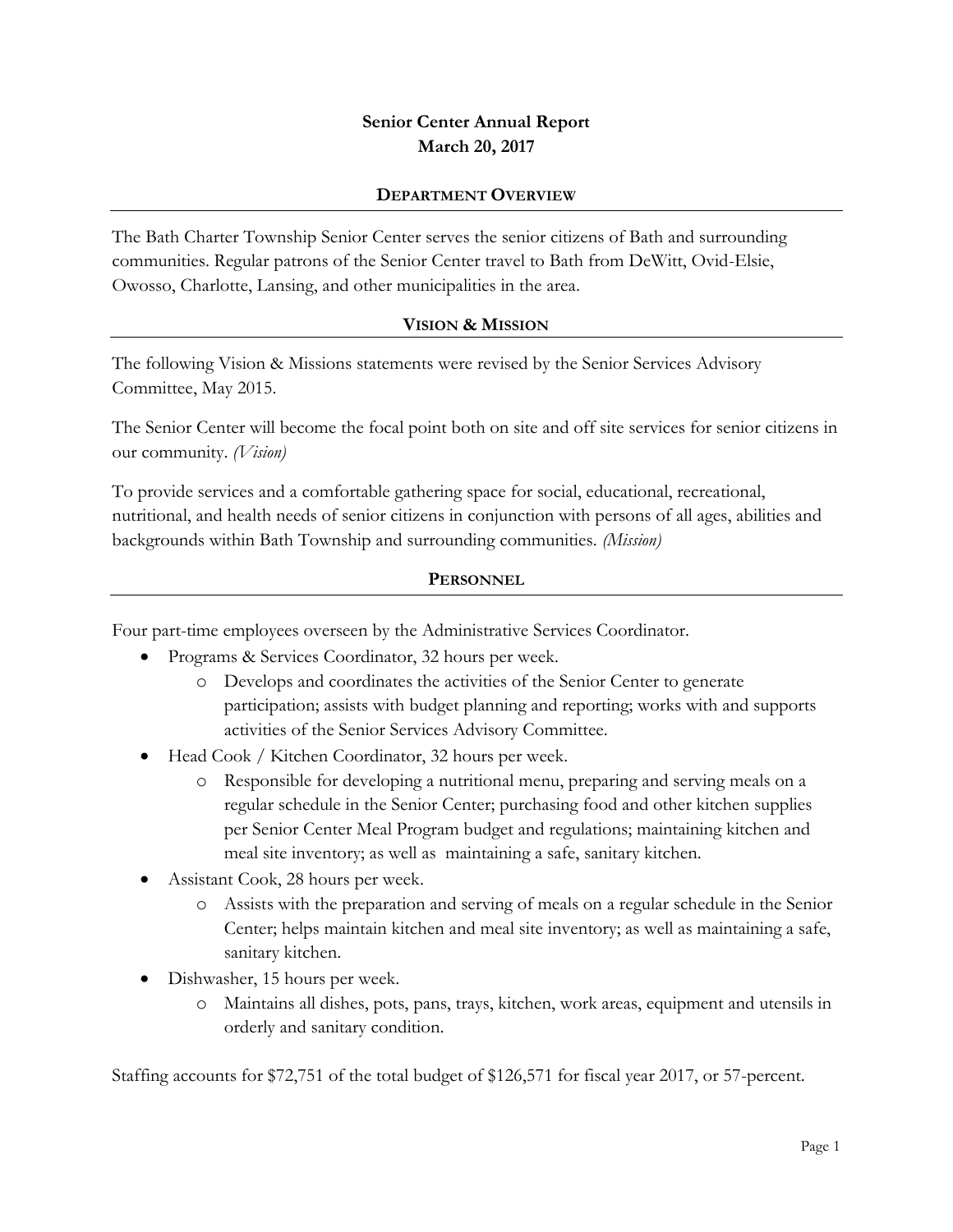# Senior Center Annual Report
# March 20, 2017

## Department Overview

The Bath Charter Township Senior Center serves the senior citizens of Bath and surrounding communities. Regular patrons of the Senior Center travel to Bath from DeWitt, Ovid-Elsie, Owosso, Charlotte, Lansing, and other municipalities in the area.

## Vision & Mission

The following Vision & Missions statements were revised by the Senior Services Advisory Committee, May 2015.

The Senior Center will become the focal point both on site and off site services for senior citizens in our community. *(Vision)*

To provide services and a comfortable gathering space for social, educational, recreational, nutritional, and health needs of senior citizens in conjunction with persons of all ages, abilities and backgrounds within Bath Township and surrounding communities. *(Mission)*

## Personnel

Four part-time employees overseen by the Administrative Services Coordinator.

- Programs & Services Coordinator, 32 hours per week.
  - Develops and coordinates the activities of the Senior Center to generate participation; assists with budget planning and reporting; works with and supports activities of the Senior Services Advisory Committee.
- Head Cook / Kitchen Coordinator, 32 hours per week.
  - Responsible for developing a nutritional menu, preparing and serving meals on a regular schedule in the Senior Center; purchasing food and other kitchen supplies per Senior Center Meal Program budget and regulations; maintaining kitchen and meal site inventory; as well as maintaining a safe, sanitary kitchen.
- Assistant Cook, 28 hours per week.
  - Assists with the preparation and serving of meals on a regular schedule in the Senior Center; helps maintain kitchen and meal site inventory; as well as maintaining a safe, sanitary kitchen.
- Dishwasher, 15 hours per week.
  - Maintains all dishes, pots, pans, trays, kitchen, work areas, equipment and utensils in orderly and sanitary condition.

Staffing accounts for $72,751 of the total budget of $126,571 for fiscal year 2017, or 57-percent.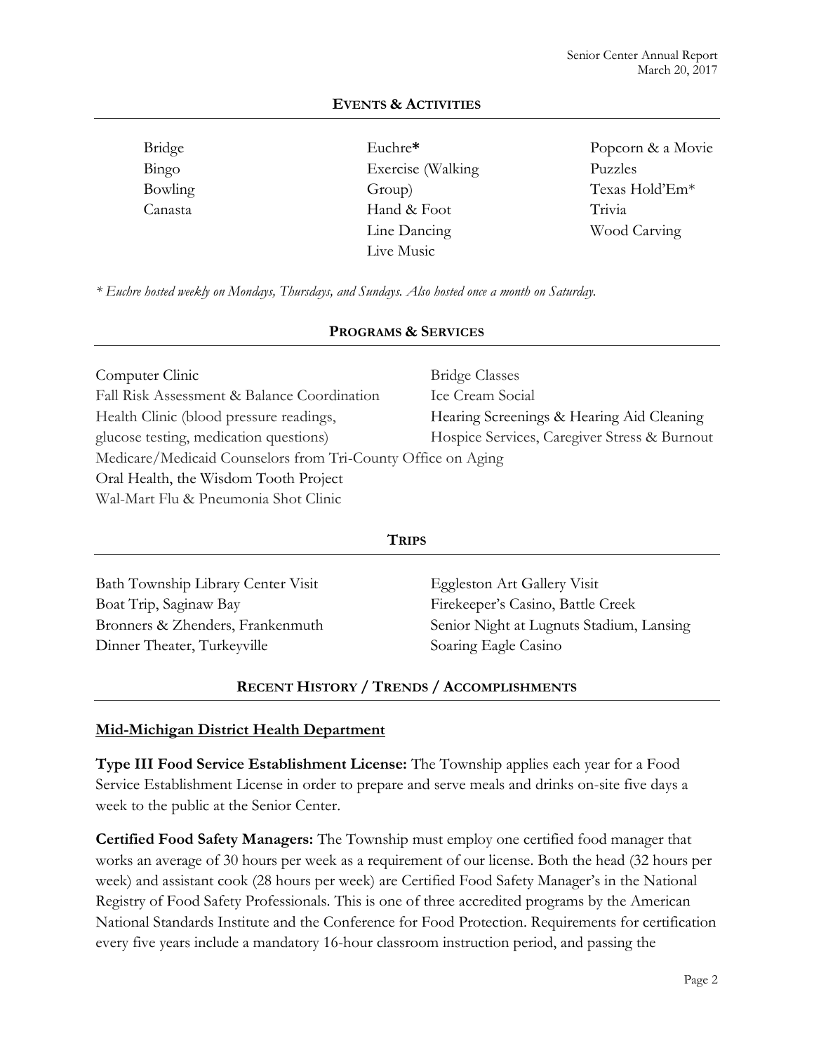## EVENTS & ACTIVITIES

Bridge
Bingo
Bowling
Canasta
Euchre*
Exercise (Walking Group)
Hand & Foot
Line Dancing
Live Music
Popcorn & a Movie
Puzzles
Texas Hold'Em*
Trivia
Wood Carving

*\* Euchre hosted weekly on Mondays, Thursdays, and Sundays. Also hosted once a month on Saturday.*

## PROGRAMS & SERVICES

Computer Clinic
Fall Risk Assessment & Balance Coordination
Health Clinic (blood pressure readings, glucose testing, medication questions)
Medicare/Medicaid Counselors from Tri-County Office on Aging
Oral Health, the Wisdom Tooth Project
Wal-Mart Flu & Pneumonia Shot Clinic
Bridge Classes
Ice Cream Social
Hearing Screenings & Hearing Aid Cleaning
Hospice Services, Caregiver Stress & Burnout

## TRIPS

Bath Township Library Center Visit
Boat Trip, Saginaw Bay
Bronners & Zhenders, Frankenmuth
Dinner Theater, Turkeyville
Eggleston Art Gallery Visit
Firekeeper's Casino, Battle Creek
Senior Night at Lugnuts Stadium, Lansing
Soaring Eagle Casino

## RECENT HISTORY / TRENDS / ACCOMPLISHMENTS

### Mid-Michigan District Health Department

**Type III Food Service Establishment License:** The Township applies each year for a Food Service Establishment License in order to prepare and serve meals and drinks on-site five days a week to the public at the Senior Center.

**Certified Food Safety Managers:** The Township must employ one certified food manager that works an average of 30 hours per week as a requirement of our license. Both the head (32 hours per week) and assistant cook (28 hours per week) are Certified Food Safety Manager's in the National Registry of Food Safety Professionals. This is one of three accredited programs by the American National Standards Institute and the Conference for Food Protection. Requirements for certification every five years include a mandatory 16-hour classroom instruction period, and passing the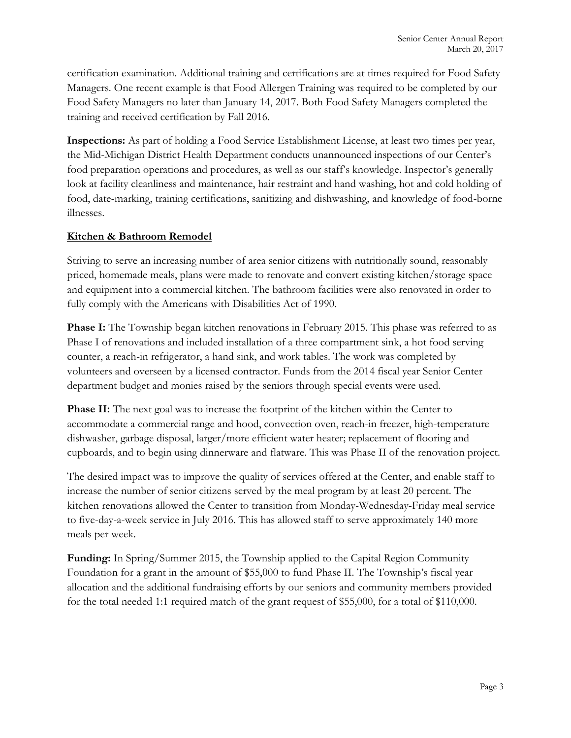certification examination. Additional training and certifications are at times required for Food Safety Managers. One recent example is that Food Allergen Training was required to be completed by our Food Safety Managers no later than January 14, 2017. Both Food Safety Managers completed the training and received certification by Fall 2016.

**Inspections:** As part of holding a Food Service Establishment License, at least two times per year, the Mid-Michigan District Health Department conducts unannounced inspections of our Center's food preparation operations and procedures, as well as our staff's knowledge. Inspector's generally look at facility cleanliness and maintenance, hair restraint and hand washing, hot and cold holding of food, date-marking, training certifications, sanitizing and dishwashing, and knowledge of food-borne illnesses.

## Kitchen & Bathroom Remodel

Striving to serve an increasing number of area senior citizens with nutritionally sound, reasonably priced, homemade meals, plans were made to renovate and convert existing kitchen/storage space and equipment into a commercial kitchen. The bathroom facilities were also renovated in order to fully comply with the Americans with Disabilities Act of 1990.

**Phase I:** The Township began kitchen renovations in February 2015. This phase was referred to as Phase I of renovations and included installation of a three compartment sink, a hot food serving counter, a reach-in refrigerator, a hand sink, and work tables. The work was completed by volunteers and overseen by a licensed contractor. Funds from the 2014 fiscal year Senior Center department budget and monies raised by the seniors through special events were used.

**Phase II:** The next goal was to increase the footprint of the kitchen within the Center to accommodate a commercial range and hood, convection oven, reach-in freezer, high-temperature dishwasher, garbage disposal, larger/more efficient water heater; replacement of flooring and cupboards, and to begin using dinnerware and flatware. This was Phase II of the renovation project.

The desired impact was to improve the quality of services offered at the Center, and enable staff to increase the number of senior citizens served by the meal program by at least 20 percent. The kitchen renovations allowed the Center to transition from Monday-Wednesday-Friday meal service to five-day-a-week service in July 2016. This has allowed staff to serve approximately 140 more meals per week.

**Funding:** In Spring/Summer 2015, the Township applied to the Capital Region Community Foundation for a grant in the amount of $55,000 to fund Phase II. The Township's fiscal year allocation and the additional fundraising efforts by our seniors and community members provided for the total needed 1:1 required match of the grant request of $55,000, for a total of $110,000.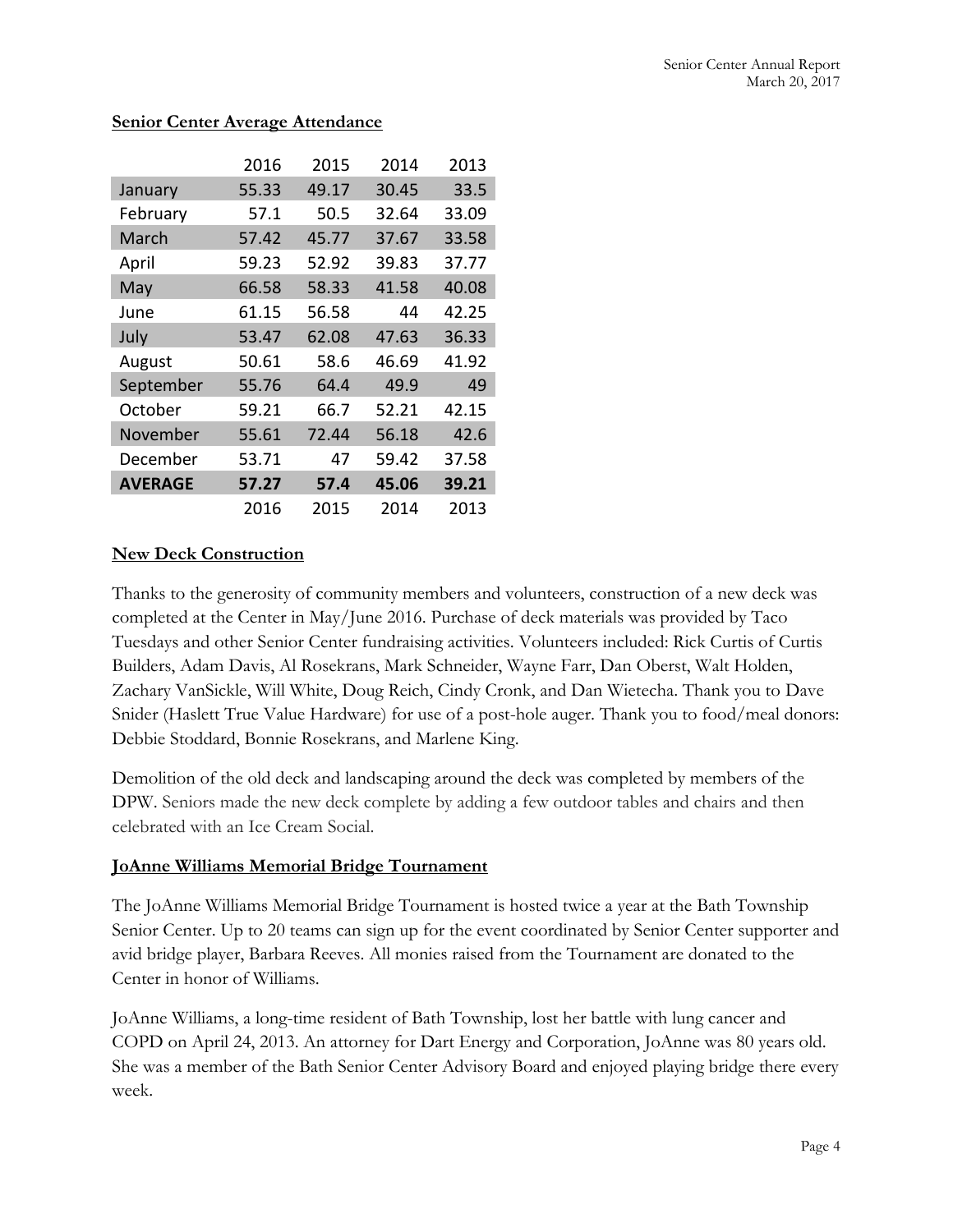## Senior Center Average Attendance

| | 2016 | 2015 | 2014 | 2013 |
|---|---|---|---|---|
| January | 55.33 | 49.17 | 30.45 | 33.5 |
| February | 57.1 | 50.5 | 32.64 | 33.09 |
| March | 57.42 | 45.77 | 37.67 | 33.58 |
| April | 59.23 | 52.92 | 39.83 | 37.77 |
| May | 66.58 | 58.33 | 41.58 | 40.08 |
| June | 61.15 | 56.58 | 44 | 42.25 |
| July | 53.47 | 62.08 | 47.63 | 36.33 |
| August | 50.61 | 58.6 | 46.69 | 41.92 |
| September | 55.76 | 64.4 | 49.9 | 49 |
| October | 59.21 | 66.7 | 52.21 | 42.15 |
| November | 55.61 | 72.44 | 56.18 | 42.6 |
| December | 53.71 | 47 | 59.42 | 37.58 |
| **AVERAGE** | **57.27** | **57.4** | **45.06** | **39.21** |
| | 2016 | 2015 | 2014 | 2013 |

## New Deck Construction

Thanks to the generosity of community members and volunteers, construction of a new deck was completed at the Center in May/June 2016. Purchase of deck materials was provided by Taco Tuesdays and other Senior Center fundraising activities. Volunteers included: Rick Curtis of Curtis Builders, Adam Davis, Al Rosekrans, Mark Schneider, Wayne Farr, Dan Oberst, Walt Holden, Zachary VanSickle, Will White, Doug Reich, Cindy Cronk, and Dan Wietecha. Thank you to Dave Snider (Haslett True Value Hardware) for use of a post-hole auger. Thank you to food/meal donors: Debbie Stoddard, Bonnie Rosekrans, and Marlene King.

Demolition of the old deck and landscaping around the deck was completed by members of the DPW. Seniors made the new deck complete by adding a few outdoor tables and chairs and then celebrated with an Ice Cream Social.

## JoAnne Williams Memorial Bridge Tournament

The JoAnne Williams Memorial Bridge Tournament is hosted twice a year at the Bath Township Senior Center. Up to 20 teams can sign up for the event coordinated by Senior Center supporter and avid bridge player, Barbara Reeves. All monies raised from the Tournament are donated to the Center in honor of Williams.

JoAnne Williams, a long-time resident of Bath Township, lost her battle with lung cancer and COPD on April 24, 2013. An attorney for Dart Energy and Corporation, JoAnne was 80 years old. She was a member of the Bath Senior Center Advisory Board and enjoyed playing bridge there every week.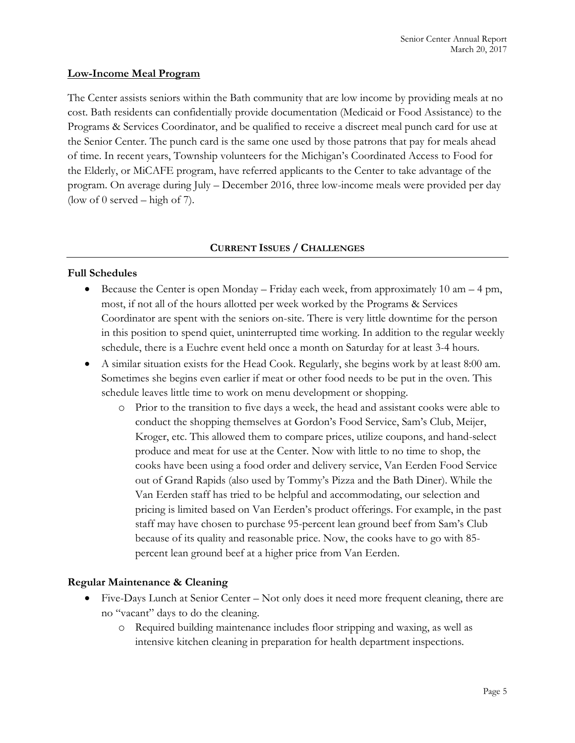**<u>Low-Income Meal Program</u>**

The Center assists seniors within the Bath community that are low income by providing meals at no cost. Bath residents can confidentially provide documentation (Medicaid or Food Assistance) to the Programs & Services Coordinator, and be qualified to receive a discreet meal punch card for use at the Senior Center. The punch card is the same one used by those patrons that pay for meals ahead of time. In recent years, Township volunteers for the Michigan's Coordinated Access to Food for the Elderly, or MiCAFE program, have referred applicants to the Center to take advantage of the program. On average during July – December 2016, three low-income meals were provided per day (low of 0 served – high of 7).

## CURRENT ISSUES / CHALLENGES

**Full Schedules**

- Because the Center is open Monday – Friday each week, from approximately 10 am – 4 pm, most, if not all of the hours allotted per week worked by the Programs & Services Coordinator are spent with the seniors on-site. There is very little downtime for the person in this position to spend quiet, uninterrupted time working. In addition to the regular weekly schedule, there is a Euchre event held once a month on Saturday for at least 3-4 hours.
- A similar situation exists for the Head Cook. Regularly, she begins work by at least 8:00 am. Sometimes she begins even earlier if meat or other food needs to be put in the oven. This schedule leaves little time to work on menu development or shopping.
  - Prior to the transition to five days a week, the head and assistant cooks were able to conduct the shopping themselves at Gordon's Food Service, Sam's Club, Meijer, Kroger, etc. This allowed them to compare prices, utilize coupons, and hand-select produce and meat for use at the Center. Now with little to no time to shop, the cooks have been using a food order and delivery service, Van Eerden Food Service out of Grand Rapids (also used by Tommy's Pizza and the Bath Diner). While the Van Eerden staff has tried to be helpful and accommodating, our selection and pricing is limited based on Van Eerden's product offerings. For example, in the past staff may have chosen to purchase 95-percent lean ground beef from Sam's Club because of its quality and reasonable price. Now, the cooks have to go with 85-percent lean ground beef at a higher price from Van Eerden.

**Regular Maintenance & Cleaning**

- Five-Days Lunch at Senior Center – Not only does it need more frequent cleaning, there are no "vacant" days to do the cleaning.
  - Required building maintenance includes floor stripping and waxing, as well as intensive kitchen cleaning in preparation for health department inspections.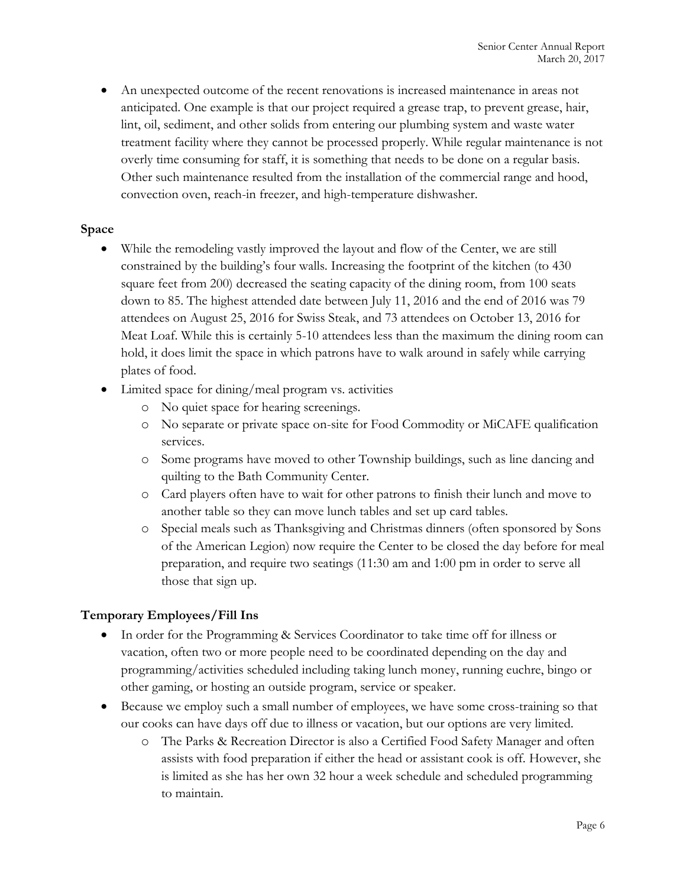- An unexpected outcome of the recent renovations is increased maintenance in areas not anticipated. One example is that our project required a grease trap, to prevent grease, hair, lint, oil, sediment, and other solids from entering our plumbing system and waste water treatment facility where they cannot be processed properly. While regular maintenance is not overly time consuming for staff, it is something that needs to be done on a regular basis. Other such maintenance resulted from the installation of the commercial range and hood, convection oven, reach-in freezer, and high-temperature dishwasher.

**Space**

- While the remodeling vastly improved the layout and flow of the Center, we are still constrained by the building's four walls. Increasing the footprint of the kitchen (to 430 square feet from 200) decreased the seating capacity of the dining room, from 100 seats down to 85. The highest attended date between July 11, 2016 and the end of 2016 was 79 attendees on August 25, 2016 for Swiss Steak, and 73 attendees on October 13, 2016 for Meat Loaf. While this is certainly 5-10 attendees less than the maximum the dining room can hold, it does limit the space in which patrons have to walk around in safely while carrying plates of food.
- Limited space for dining/meal program vs. activities
  - No quiet space for hearing screenings.
  - No separate or private space on-site for Food Commodity or MiCAFE qualification services.
  - Some programs have moved to other Township buildings, such as line dancing and quilting to the Bath Community Center.
  - Card players often have to wait for other patrons to finish their lunch and move to another table so they can move lunch tables and set up card tables.
  - Special meals such as Thanksgiving and Christmas dinners (often sponsored by Sons of the American Legion) now require the Center to be closed the day before for meal preparation, and require two seatings (11:30 am and 1:00 pm in order to serve all those that sign up.

**Temporary Employees/Fill Ins**

- In order for the Programming & Services Coordinator to take time off for illness or vacation, often two or more people need to be coordinated depending on the day and programming/activities scheduled including taking lunch money, running euchre, bingo or other gaming, or hosting an outside program, service or speaker.
- Because we employ such a small number of employees, we have some cross-training so that our cooks can have days off due to illness or vacation, but our options are very limited.
  - The Parks & Recreation Director is also a Certified Food Safety Manager and often assists with food preparation if either the head or assistant cook is off. However, she is limited as she has her own 32 hour a week schedule and scheduled programming to maintain.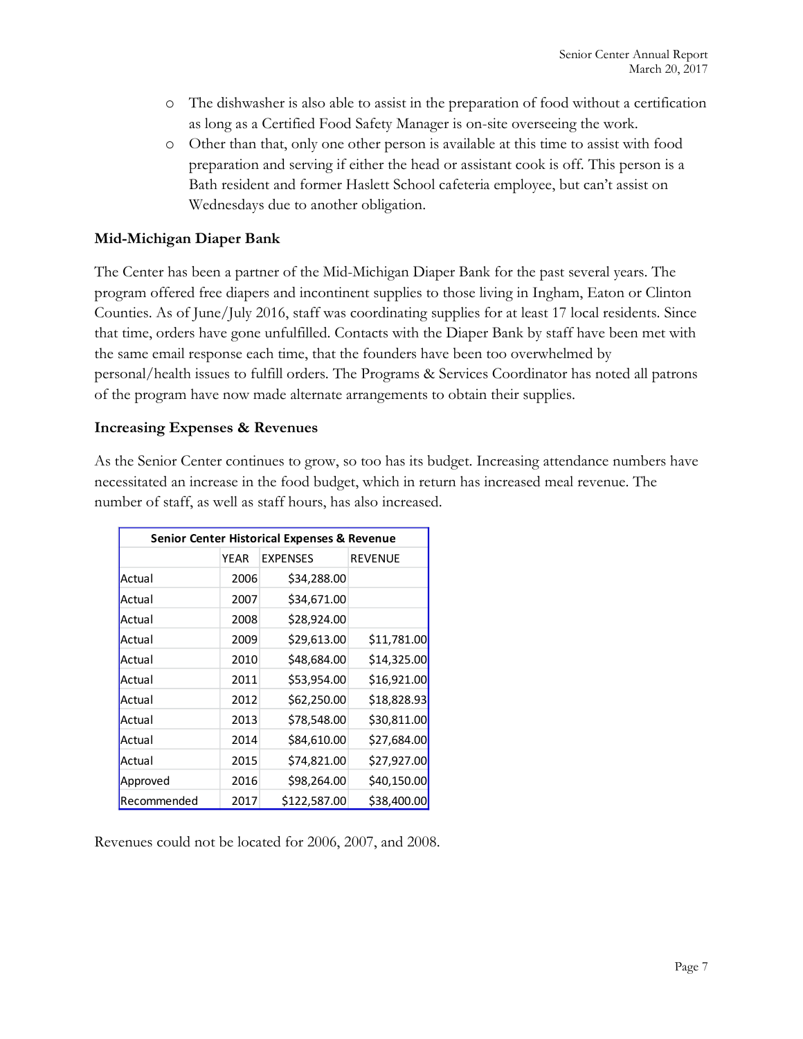- The dishwasher is also able to assist in the preparation of food without a certification as long as a Certified Food Safety Manager is on-site overseeing the work.
- Other than that, only one other person is available at this time to assist with food preparation and serving if either the head or assistant cook is off. This person is a Bath resident and former Haslett School cafeteria employee, but can't assist on Wednesdays due to another obligation.

### Mid-Michigan Diaper Bank

The Center has been a partner of the Mid-Michigan Diaper Bank for the past several years. The program offered free diapers and incontinent supplies to those living in Ingham, Eaton or Clinton Counties. As of June/July 2016, staff was coordinating supplies for at least 17 local residents. Since that time, orders have gone unfulfilled. Contacts with the Diaper Bank by staff have been met with the same email response each time, that the founders have been too overwhelmed by personal/health issues to fulfill orders. The Programs & Services Coordinator has noted all patrons of the program have now made alternate arrangements to obtain their supplies.

### Increasing Expenses & Revenues

As the Senior Center continues to grow, so too has its budget. Increasing attendance numbers have necessitated an increase in the food budget, which in return has increased meal revenue. The number of staff, as well as staff hours, has also increased.

**Senior Center Historical Expenses & Revenue**

| | YEAR | EXPENSES | REVENUE |
|---|---|---|---|
| Actual | 2006 | $34,288.00 | |
| Actual | 2007 | $34,671.00 | |
| Actual | 2008 | $28,924.00 | |
| Actual | 2009 | $29,613.00 | $11,781.00 |
| Actual | 2010 | $48,684.00 | $14,325.00 |
| Actual | 2011 | $53,954.00 | $16,921.00 |
| Actual | 2012 | $62,250.00 | $18,828.93 |
| Actual | 2013 | $78,548.00 | $30,811.00 |
| Actual | 2014 | $84,610.00 | $27,684.00 |
| Actual | 2015 | $74,821.00 | $27,927.00 |
| Approved | 2016 | $98,264.00 | $40,150.00 |
| Recommended | 2017 | $122,587.00 | $38,400.00 |

Revenues could not be located for 2006, 2007, and 2008.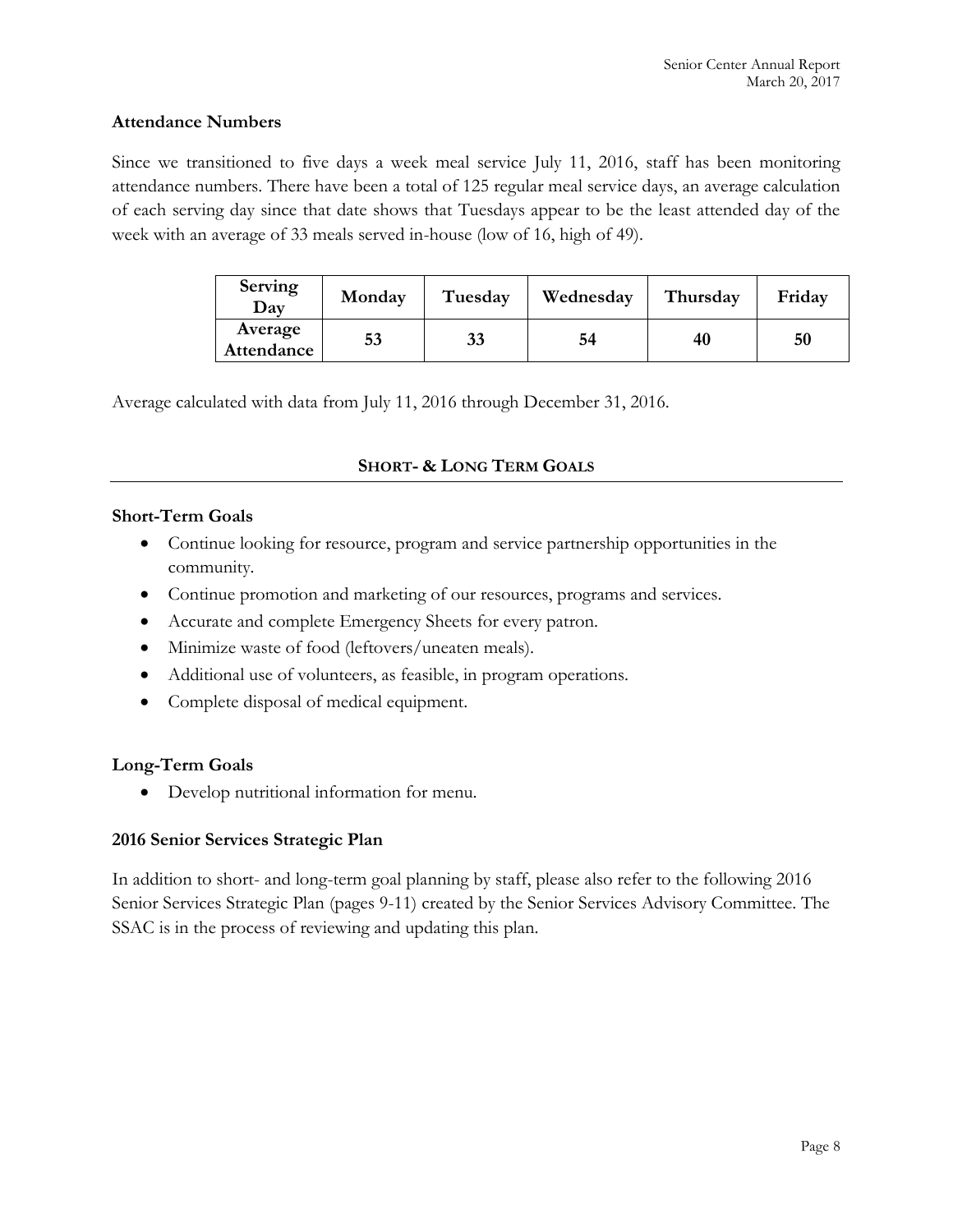### Attendance Numbers

Since we transitioned to five days a week meal service July 11, 2016, staff has been monitoring attendance numbers. There have been a total of 125 regular meal service days, an average calculation of each serving day since that date shows that Tuesdays appear to be the least attended day of the week with an average of 33 meals served in-house (low of 16, high of 49).

| Serving Day | Monday | Tuesday | Wednesday | Thursday | Friday |
|---|---|---|---|---|---|
| Average Attendance | 53 | 33 | 54 | 40 | 50 |

Average calculated with data from July 11, 2016 through December 31, 2016.

## SHORT- & LONG TERM GOALS

### Short-Term Goals

- Continue looking for resource, program and service partnership opportunities in the community.
- Continue promotion and marketing of our resources, programs and services.
- Accurate and complete Emergency Sheets for every patron.
- Minimize waste of food (leftovers/uneaten meals).
- Additional use of volunteers, as feasible, in program operations.
- Complete disposal of medical equipment.

### Long-Term Goals

- Develop nutritional information for menu.

### 2016 Senior Services Strategic Plan

In addition to short- and long-term goal planning by staff, please also refer to the following 2016 Senior Services Strategic Plan (pages 9-11) created by the Senior Services Advisory Committee. The SSAC is in the process of reviewing and updating this plan.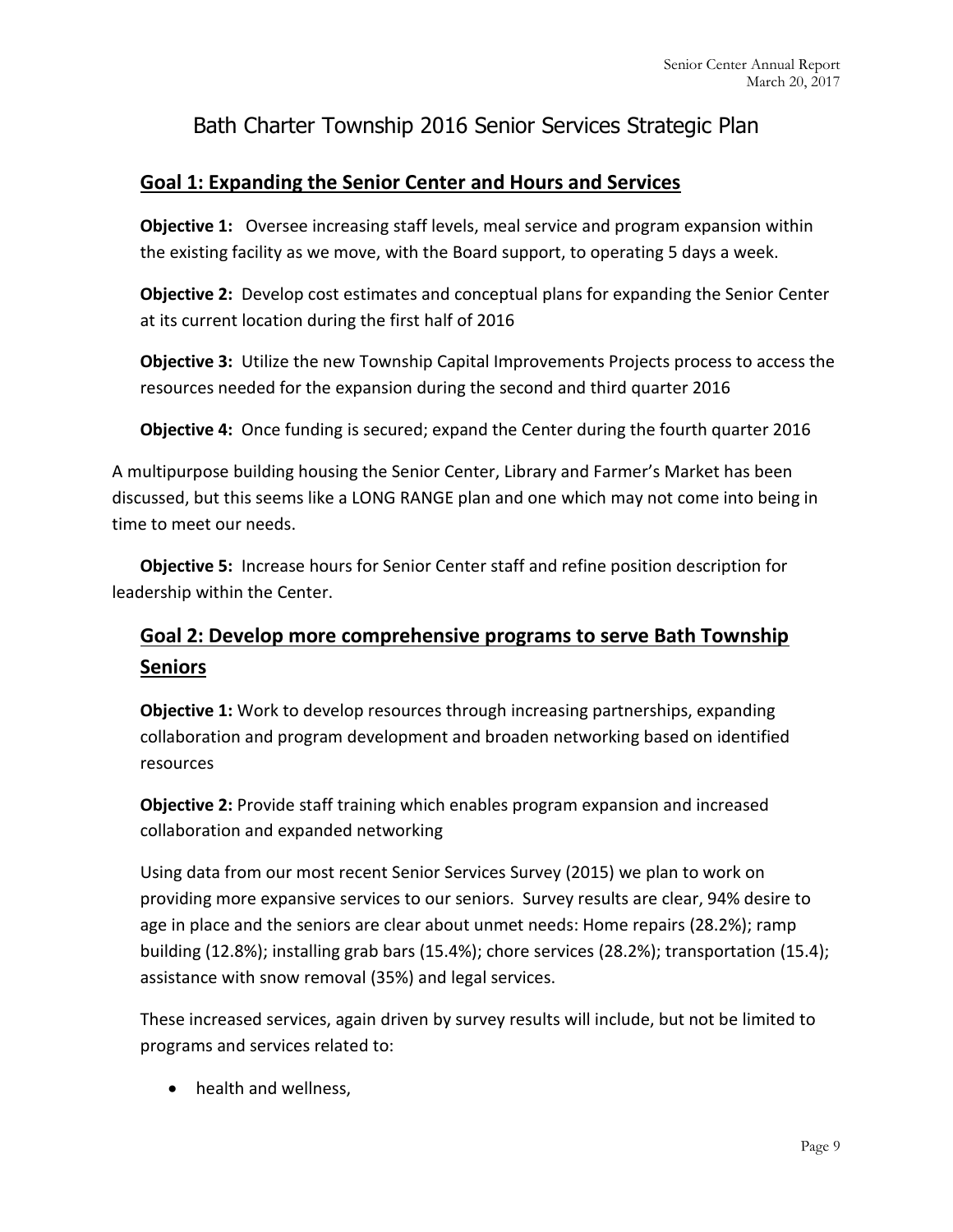# Bath Charter Township 2016 Senior Services Strategic Plan

## Goal 1: Expanding the Senior Center and Hours and Services

**Objective 1:** Oversee increasing staff levels, meal service and program expansion within the existing facility as we move, with the Board support, to operating 5 days a week.

**Objective 2:** Develop cost estimates and conceptual plans for expanding the Senior Center at its current location during the first half of 2016

**Objective 3:** Utilize the new Township Capital Improvements Projects process to access the resources needed for the expansion during the second and third quarter 2016

**Objective 4:** Once funding is secured; expand the Center during the fourth quarter 2016

A multipurpose building housing the Senior Center, Library and Farmer's Market has been discussed, but this seems like a LONG RANGE plan and one which may not come into being in time to meet our needs.

**Objective 5:** Increase hours for Senior Center staff and refine position description for leadership within the Center.

## Goal 2: Develop more comprehensive programs to serve Bath Township Seniors

**Objective 1:** Work to develop resources through increasing partnerships, expanding collaboration and program development and broaden networking based on identified resources

**Objective 2:** Provide staff training which enables program expansion and increased collaboration and expanded networking

Using data from our most recent Senior Services Survey (2015) we plan to work on providing more expansive services to our seniors. Survey results are clear, 94% desire to age in place and the seniors are clear about unmet needs: Home repairs (28.2%); ramp building (12.8%); installing grab bars (15.4%); chore services (28.2%); transportation (15.4); assistance with snow removal (35%) and legal services.

These increased services, again driven by survey results will include, but not be limited to programs and services related to:

- health and wellness,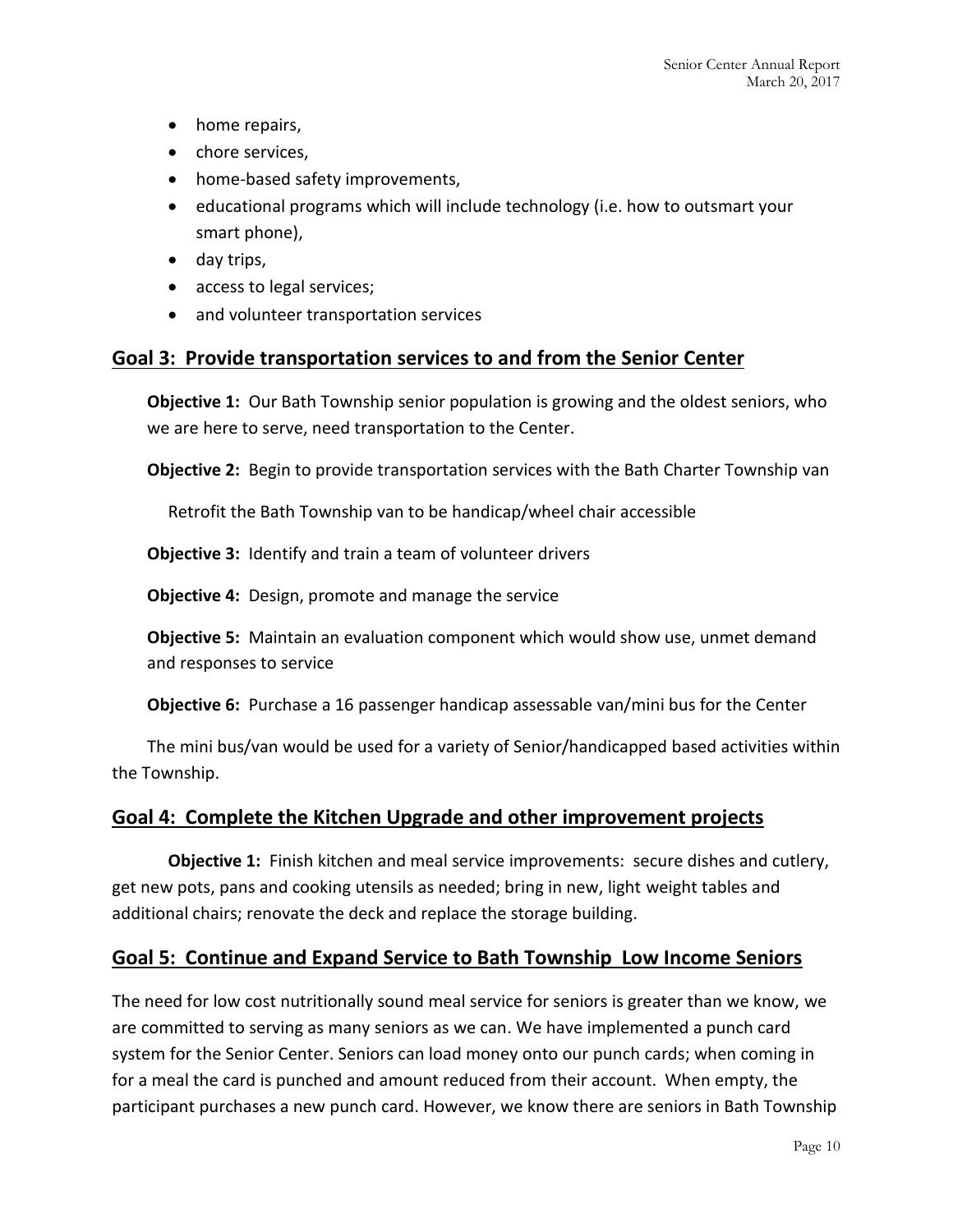- home repairs,
- chore services,
- home-based safety improvements,
- educational programs which will include technology (i.e. how to outsmart your smart phone),
- day trips,
- access to legal services;
- and volunteer transportation services

## Goal 3: Provide transportation services to and from the Senior Center

**Objective 1:** Our Bath Township senior population is growing and the oldest seniors, who we are here to serve, need transportation to the Center.

**Objective 2:** Begin to provide transportation services with the Bath Charter Township van

Retrofit the Bath Township van to be handicap/wheel chair accessible

**Objective 3:** Identify and train a team of volunteer drivers

**Objective 4:** Design, promote and manage the service

**Objective 5:** Maintain an evaluation component which would show use, unmet demand and responses to service

**Objective 6:** Purchase a 16 passenger handicap assessable van/mini bus for the Center

The mini bus/van would be used for a variety of Senior/handicapped based activities within the Township.

## Goal 4: Complete the Kitchen Upgrade and other improvement projects

**Objective 1:** Finish kitchen and meal service improvements: secure dishes and cutlery, get new pots, pans and cooking utensils as needed; bring in new, light weight tables and additional chairs; renovate the deck and replace the storage building.

## Goal 5: Continue and Expand Service to Bath Township Low Income Seniors

The need for low cost nutritionally sound meal service for seniors is greater than we know, we are committed to serving as many seniors as we can. We have implemented a punch card system for the Senior Center. Seniors can load money onto our punch cards; when coming in for a meal the card is punched and amount reduced from their account. When empty, the participant purchases a new punch card. However, we know there are seniors in Bath Township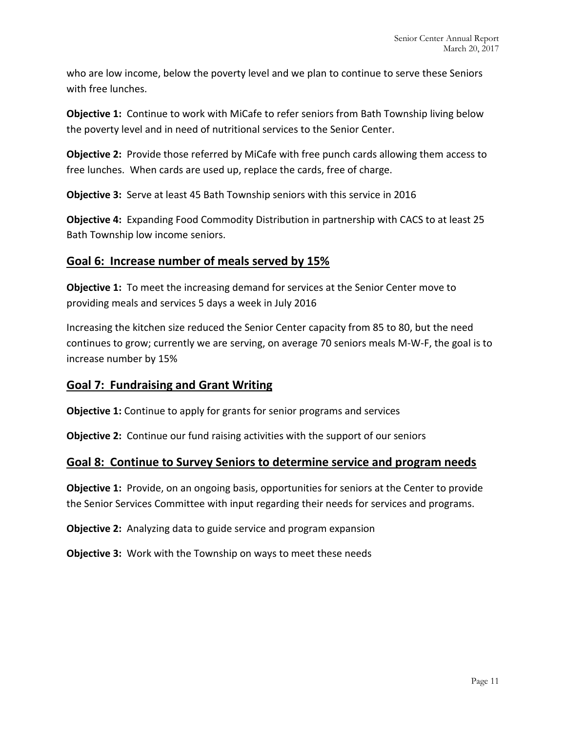who are low income, below the poverty level and we plan to continue to serve these Seniors with free lunches.

**Objective 1:** Continue to work with MiCafe to refer seniors from Bath Township living below the poverty level and in need of nutritional services to the Senior Center.

**Objective 2:** Provide those referred by MiCafe with free punch cards allowing them access to free lunches. When cards are used up, replace the cards, free of charge.

**Objective 3:** Serve at least 45 Bath Township seniors with this service in 2016

**Objective 4:** Expanding Food Commodity Distribution in partnership with CACS to at least 25 Bath Township low income seniors.

## Goal 6: Increase number of meals served by 15%

**Objective 1:** To meet the increasing demand for services at the Senior Center move to providing meals and services 5 days a week in July 2016

Increasing the kitchen size reduced the Senior Center capacity from 85 to 80, but the need continues to grow; currently we are serving, on average 70 seniors meals M-W-F, the goal is to increase number by 15%

## Goal 7: Fundraising and Grant Writing

**Objective 1:** Continue to apply for grants for senior programs and services

**Objective 2:** Continue our fund raising activities with the support of our seniors

## Goal 8: Continue to Survey Seniors to determine service and program needs

**Objective 1:** Provide, on an ongoing basis, opportunities for seniors at the Center to provide the Senior Services Committee with input regarding their needs for services and programs.

**Objective 2:** Analyzing data to guide service and program expansion

**Objective 3:** Work with the Township on ways to meet these needs